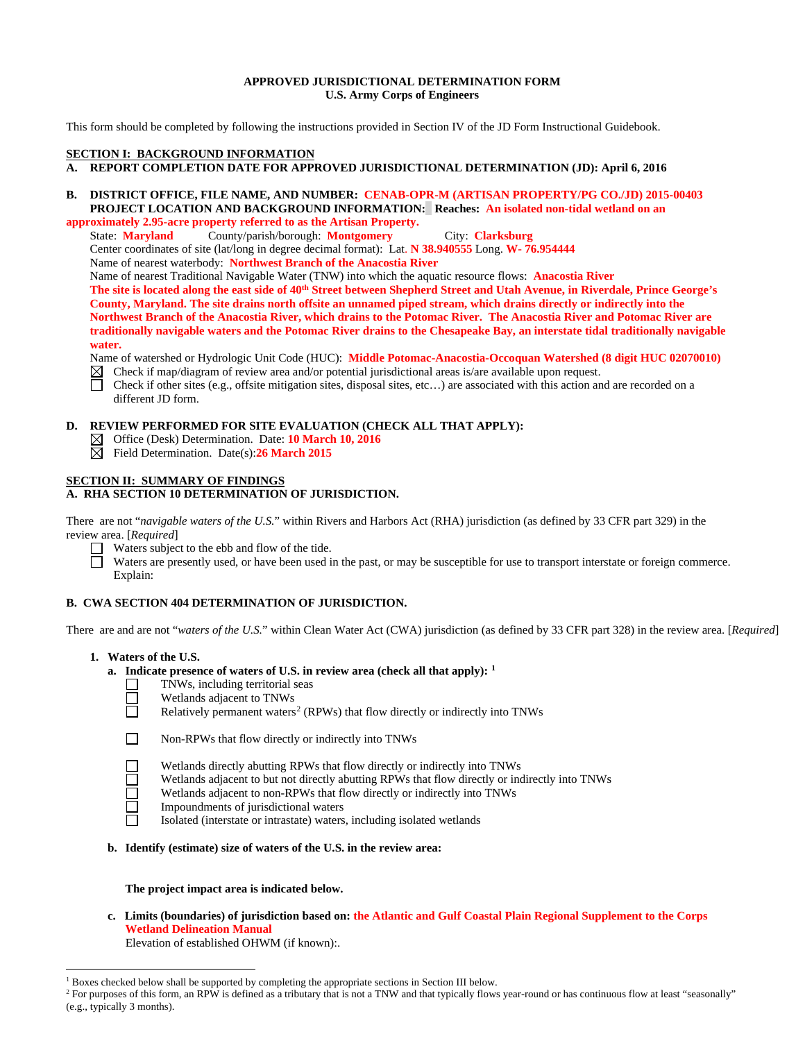**APPROVED JURISDICTIONAL DETERMINATION FORM**
**U.S. Army Corps of Engineers**

This form should be completed by following the instructions provided in Section IV of the JD Form Instructional Guidebook.

## SECTION I: BACKGROUND INFORMATION

**A. REPORT COMPLETION DATE FOR APPROVED JURISDICTIONAL DETERMINATION (JD): April 6, 2016**

**B. DISTRICT OFFICE, FILE NAME, AND NUMBER: CENAB-OPR-M (ARTISAN PROPERTY/PG CO./JD) 2015-00403**

**PROJECT LOCATION AND BACKGROUND INFORMATION: Reaches: An isolated non-tidal wetland on an approximately 2.95-acre property referred to as the Artisan Property.**

State: **Maryland** County/parish/borough: **Montgomery** City: **Clarksburg**

Center coordinates of site (lat/long in degree decimal format): Lat. **N 38.940555** Long. **W- 76.954444**

Name of nearest waterbody: **Northwest Branch of the Anacostia River**

Name of nearest Traditional Navigable Water (TNW) into which the aquatic resource flows: **Anacostia River**

**The site is located along the east side of 40th Street between Shepherd Street and Utah Avenue, in Riverdale, Prince George's County, Maryland. The site drains north offsite an unnamed piped stream, which drains directly or indirectly into the Northwest Branch of the Anacostia River, which drains to the Potomac River. The Anacostia River and Potomac River are traditionally navigable waters and the Potomac River drains to the Chesapeake Bay, an interstate tidal traditionally navigable water.**

Name of watershed or Hydrologic Unit Code (HUC): **Middle Potomac-Anacostia-Occoquan Watershed (8 digit HUC 02070010)**

- ☒ Check if map/diagram of review area and/or potential jurisdictional areas is/are available upon request.
- ☐ Check if other sites (e.g., offsite mitigation sites, disposal sites, etc…) are associated with this action and are recorded on a different JD form.

**D. REVIEW PERFORMED FOR SITE EVALUATION (CHECK ALL THAT APPLY):**

- ☒ Office (Desk) Determination. Date: **10 March 10, 2016**
- ☒ Field Determination. Date(s): **26 March 2015**

## SECTION II: SUMMARY OF FINDINGS

**A. RHA SECTION 10 DETERMINATION OF JURISDICTION.**

There are not "*navigable waters of the U.S.*" within Rivers and Harbors Act (RHA) jurisdiction (as defined by 33 CFR part 329) in the review area. [*Required*]

- ☐ Waters subject to the ebb and flow of the tide.
- ☐ Waters are presently used, or have been used in the past, or may be susceptible for use to transport interstate or foreign commerce. Explain:

**B. CWA SECTION 404 DETERMINATION OF JURISDICTION.**

There are and are not "*waters of the U.S.*" within Clean Water Act (CWA) jurisdiction (as defined by 33 CFR part 328) in the review area. [*Required*]

**1. Waters of the U.S.**

**a. Indicate presence of waters of U.S. in review area (check all that apply):** [1]

- ☐ TNWs, including territorial seas
- ☐ Wetlands adjacent to TNWs
- ☐ Relatively permanent waters[2] (RPWs) that flow directly or indirectly into TNWs
- ☐ Non-RPWs that flow directly or indirectly into TNWs
- ☐ Wetlands directly abutting RPWs that flow directly or indirectly into TNWs
- ☐ Wetlands adjacent to but not directly abutting RPWs that flow directly or indirectly into TNWs
- ☐ Wetlands adjacent to non-RPWs that flow directly or indirectly into TNWs
- ☐ Impoundments of jurisdictional waters
- ☐ Isolated (interstate or intrastate) waters, including isolated wetlands

**b. Identify (estimate) size of waters of the U.S. in the review area:**

**The project impact area is indicated below.**

**c. Limits (boundaries) of jurisdiction based on: the Atlantic and Gulf Coastal Plain Regional Supplement to the Corps Wetland Delineation Manual**

Elevation of established OHWM (if known):.

---

[1] Boxes checked below shall be supported by completing the appropriate sections in Section III below.

[2] For purposes of this form, an RPW is defined as a tributary that is not a TNW and that typically flows year-round or has continuous flow at least "seasonally" (e.g., typically 3 months).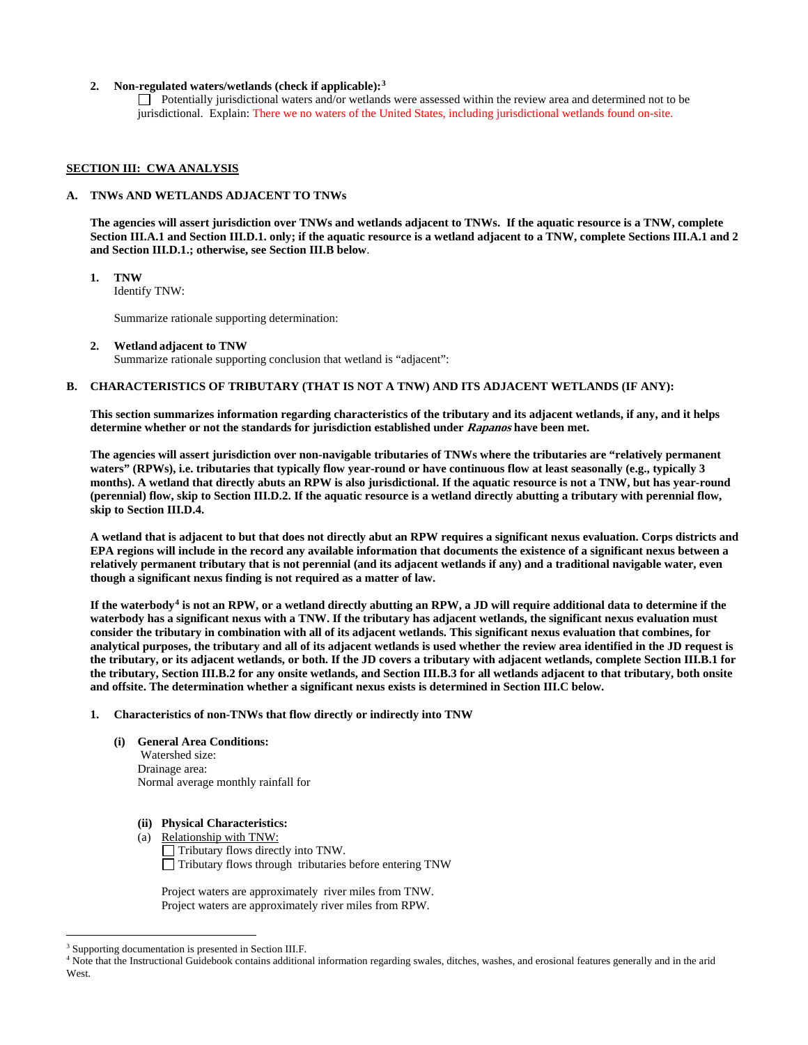**2. Non-regulated waters/wetlands (check if applicable):**[3]

☐ Potentially jurisdictional waters and/or wetlands were assessed within the review area and determined not to be jurisdictional. Explain: There we no waters of the United States, including jurisdictional wetlands found on-site.

## SECTION III: CWA ANALYSIS

### A. TNWs AND WETLANDS ADJACENT TO TNWs

**The agencies will assert jurisdiction over TNWs and wetlands adjacent to TNWs. If the aquatic resource is a TNW, complete Section III.A.1 and Section III.D.1. only; if the aquatic resource is a wetland adjacent to a TNW, complete Sections III.A.1 and 2 and Section III.D.1.; otherwise, see Section III.B below**.

**1. TNW**

Identify TNW:

Summarize rationale supporting determination:

**2. Wetland adjacent to TNW**

Summarize rationale supporting conclusion that wetland is "adjacent":

### B. CHARACTERISTICS OF TRIBUTARY (THAT IS NOT A TNW) AND ITS ADJACENT WETLANDS (IF ANY):

**This section summarizes information regarding characteristics of the tributary and its adjacent wetlands, if any, and it helps determine whether or not the standards for jurisdiction established under *Rapanos* have been met.**

**The agencies will assert jurisdiction over non-navigable tributaries of TNWs where the tributaries are "relatively permanent waters" (RPWs), i.e. tributaries that typically flow year-round or have continuous flow at least seasonally (e.g., typically 3 months). A wetland that directly abuts an RPW is also jurisdictional. If the aquatic resource is not a TNW, but has year-round (perennial) flow, skip to Section III.D.2. If the aquatic resource is a wetland directly abutting a tributary with perennial flow, skip to Section III.D.4.**

**A wetland that is adjacent to but that does not directly abut an RPW requires a significant nexus evaluation. Corps districts and EPA regions will include in the record any available information that documents the existence of a significant nexus between a relatively permanent tributary that is not perennial (and its adjacent wetlands if any) and a traditional navigable water, even though a significant nexus finding is not required as a matter of law.**

**If the waterbody[4] is not an RPW, or a wetland directly abutting an RPW, a JD will require additional data to determine if the waterbody has a significant nexus with a TNW. If the tributary has adjacent wetlands, the significant nexus evaluation must consider the tributary in combination with all of its adjacent wetlands. This significant nexus evaluation that combines, for analytical purposes, the tributary and all of its adjacent wetlands is used whether the review area identified in the JD request is the tributary, or its adjacent wetlands, or both. If the JD covers a tributary with adjacent wetlands, complete Section III.B.1 for the tributary, Section III.B.2 for any onsite wetlands, and Section III.B.3 for all wetlands adjacent to that tributary, both onsite and offsite. The determination whether a significant nexus exists is determined in Section III.C below.**

**1. Characteristics of non-TNWs that flow directly or indirectly into TNW**

**(i) General Area Conditions:**

Watershed size:
Drainage area:
Normal average monthly rainfall for

**(ii) Physical Characteristics:**

(a) Relationship with TNW:

☐ Tributary flows directly into TNW.
☐ Tributary flows through tributaries before entering TNW

Project waters are approximately river miles from TNW.
Project waters are approximately river miles from RPW.

---

[3] Supporting documentation is presented in Section III.F.
[4] Note that the Instructional Guidebook contains additional information regarding swales, ditches, washes, and erosional features generally and in the arid West.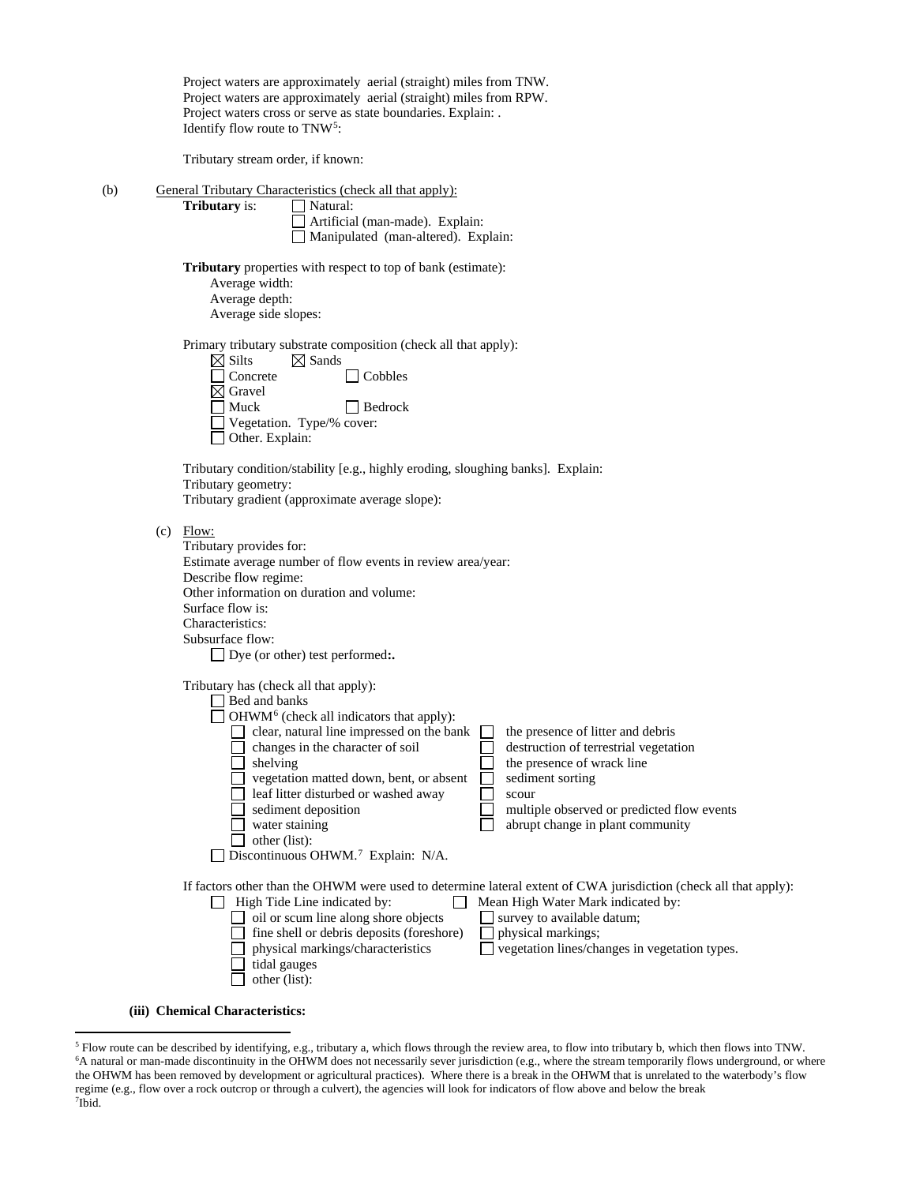Project waters are approximately aerial (straight) miles from TNW.
Project waters are approximately aerial (straight) miles from RPW.
Project waters cross or serve as state boundaries. Explain: .
Identify flow route to TNW[5]:

Tributary stream order, if known:

(b) General Tributary Characteristics (check all that apply):

**Tributary** is:
- ☐ Natural:
- ☐ Artificial (man-made). Explain:
- ☐ Manipulated (man-altered). Explain:

**Tributary** properties with respect to top of bank (estimate):
- Average width:
- Average depth:
- Average side slopes:

Primary tributary substrate composition (check all that apply):
- ☒ Silts
- ☒ Sands
- ☐ Concrete
- ☐ Cobbles
- ☒ Gravel
- ☐ Muck
- ☐ Bedrock
- ☐ Vegetation. Type/% cover:
- ☐ Other. Explain:

Tributary condition/stability [e.g., highly eroding, sloughing banks]. Explain:
Tributary geometry:
Tributary gradient (approximate average slope):

(c) Flow:

Tributary provides for:
Estimate average number of flow events in review area/year:
Describe flow regime:
Other information on duration and volume:
Surface flow is:
Characteristics:
Subsurface flow:
- ☐ Dye (or other) test performed**:.**

Tributary has (check all that apply):
- ☐ Bed and banks
- ☐ OHWM[6] (check all indicators that apply):
  - ☐ clear, natural line impressed on the bank
  - ☐ changes in the character of soil
  - ☐ shelving
  - ☐ vegetation matted down, bent, or absent
  - ☐ leaf litter disturbed or washed away
  - ☐ sediment deposition
  - ☐ water staining
  - ☐ other (list):
  - ☐ the presence of litter and debris
  - ☐ destruction of terrestrial vegetation
  - ☐ the presence of wrack line
  - ☐ sediment sorting
  - ☐ scour
  - ☐ multiple observed or predicted flow events
  - ☐ abrupt change in plant community
- ☐ Discontinuous OHWM.[7] Explain: N/A.

If factors other than the OHWM were used to determine lateral extent of CWA jurisdiction (check all that apply):
- ☐ High Tide Line indicated by:
  - ☐ oil or scum line along shore objects
  - ☐ fine shell or debris deposits (foreshore)
  - ☐ physical markings/characteristics
  - ☐ tidal gauges
  - ☐ other (list):
- ☐ Mean High Water Mark indicated by:
  - ☐ survey to available datum;
  - ☐ physical markings;
  - ☐ vegetation lines/changes in vegetation types.

**(iii) Chemical Characteristics:**

---

[5] Flow route can be described by identifying, e.g., tributary a, which flows through the review area, to flow into tributary b, which then flows into TNW.
[6] A natural or man-made discontinuity in the OHWM does not necessarily sever jurisdiction (e.g., where the stream temporarily flows underground, or where the OHWM has been removed by development or agricultural practices). Where there is a break in the OHWM that is unrelated to the waterbody's flow regime (e.g., flow over a rock outcrop or through a culvert), the agencies will look for indicators of flow above and below the break
[7] Ibid.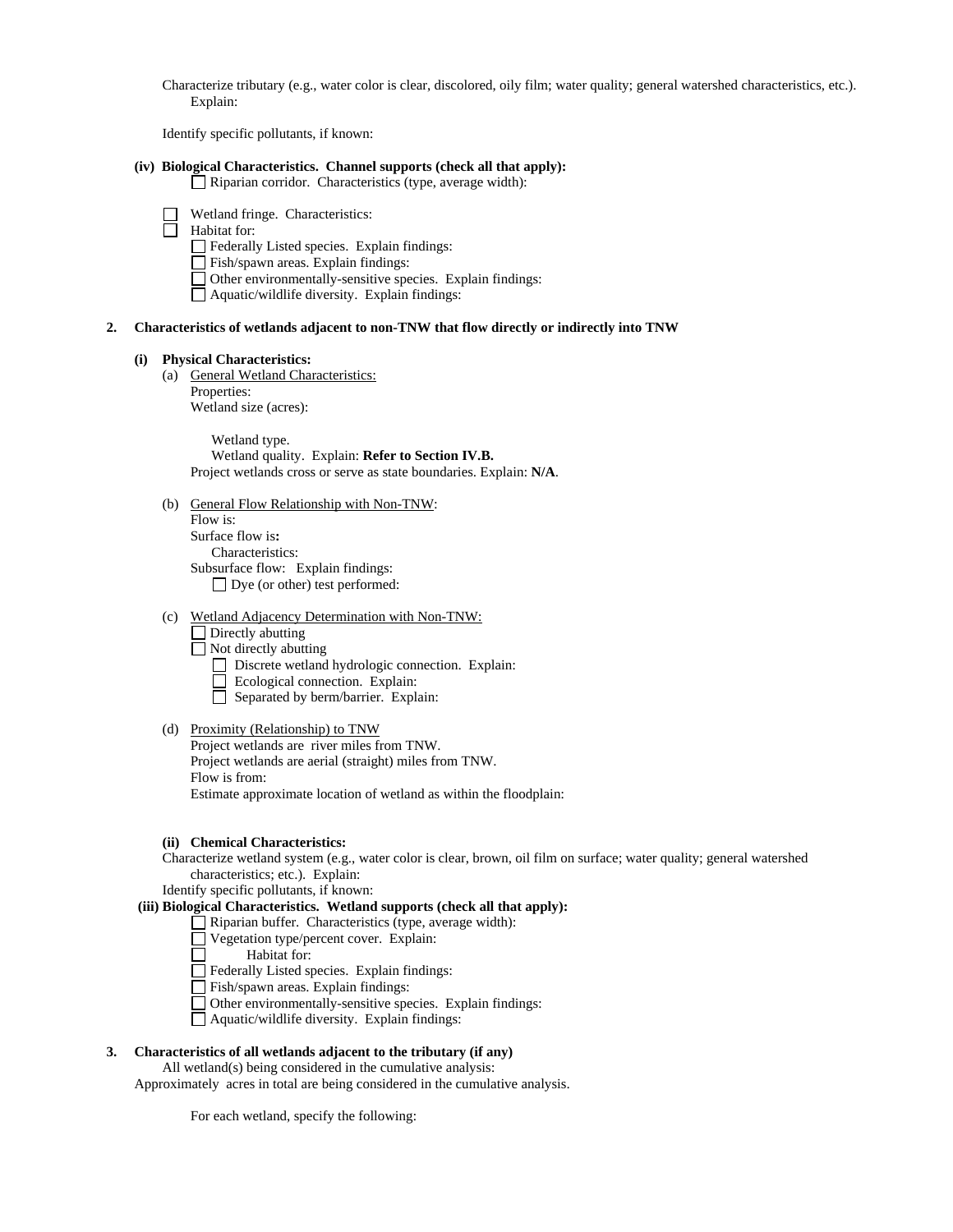Characterize tributary (e.g., water color is clear, discolored, oily film; water quality; general watershed characteristics, etc.). Explain:

Identify specific pollutants, if known:

**(iv) Biological Characteristics. Channel supports (check all that apply):**

- ☐ Riparian corridor. Characteristics (type, average width):
- ☐ Wetland fringe. Characteristics:
- ☐ Habitat for:
  - ☐ Federally Listed species. Explain findings:
  - ☐ Fish/spawn areas. Explain findings:
  - ☐ Other environmentally-sensitive species. Explain findings:
  - ☐ Aquatic/wildlife diversity. Explain findings:

**2. Characteristics of wetlands adjacent to non-TNW that flow directly or indirectly into TNW**

**(i) Physical Characteristics:**

(a) General Wetland Characteristics:
Properties:
Wetland size (acres):

Wetland type.
Wetland quality. Explain: **Refer to Section IV.B.**
Project wetlands cross or serve as state boundaries. Explain: **N/A**.

(b) General Flow Relationship with Non-TNW:
Flow is:
Surface flow is**:**
Characteristics:
Subsurface flow: Explain findings:
☐ Dye (or other) test performed:

(c) Wetland Adjacency Determination with Non-TNW:
- ☐ Directly abutting
- ☐ Not directly abutting
  - ☐ Discrete wetland hydrologic connection. Explain:
  - ☐ Ecological connection. Explain:
  - ☐ Separated by berm/barrier. Explain:

(d) Proximity (Relationship) to TNW
Project wetlands are river miles from TNW.
Project wetlands are aerial (straight) miles from TNW.
Flow is from:
Estimate approximate location of wetland as within the floodplain:

**(ii) Chemical Characteristics:**

Characterize wetland system (e.g., water color is clear, brown, oil film on surface; water quality; general watershed characteristics; etc.). Explain:
Identify specific pollutants, if known:

**(iii) Biological Characteristics. Wetland supports (check all that apply):**

- ☐ Riparian buffer. Characteristics (type, average width):
- ☐ Vegetation type/percent cover. Explain:
- ☐ Habitat for:
- ☐ Federally Listed species. Explain findings:
- ☐ Fish/spawn areas. Explain findings:
- ☐ Other environmentally-sensitive species. Explain findings:
- ☐ Aquatic/wildlife diversity. Explain findings:

**3. Characteristics of all wetlands adjacent to the tributary (if any)**

All wetland(s) being considered in the cumulative analysis:
Approximately acres in total are being considered in the cumulative analysis.

For each wetland, specify the following: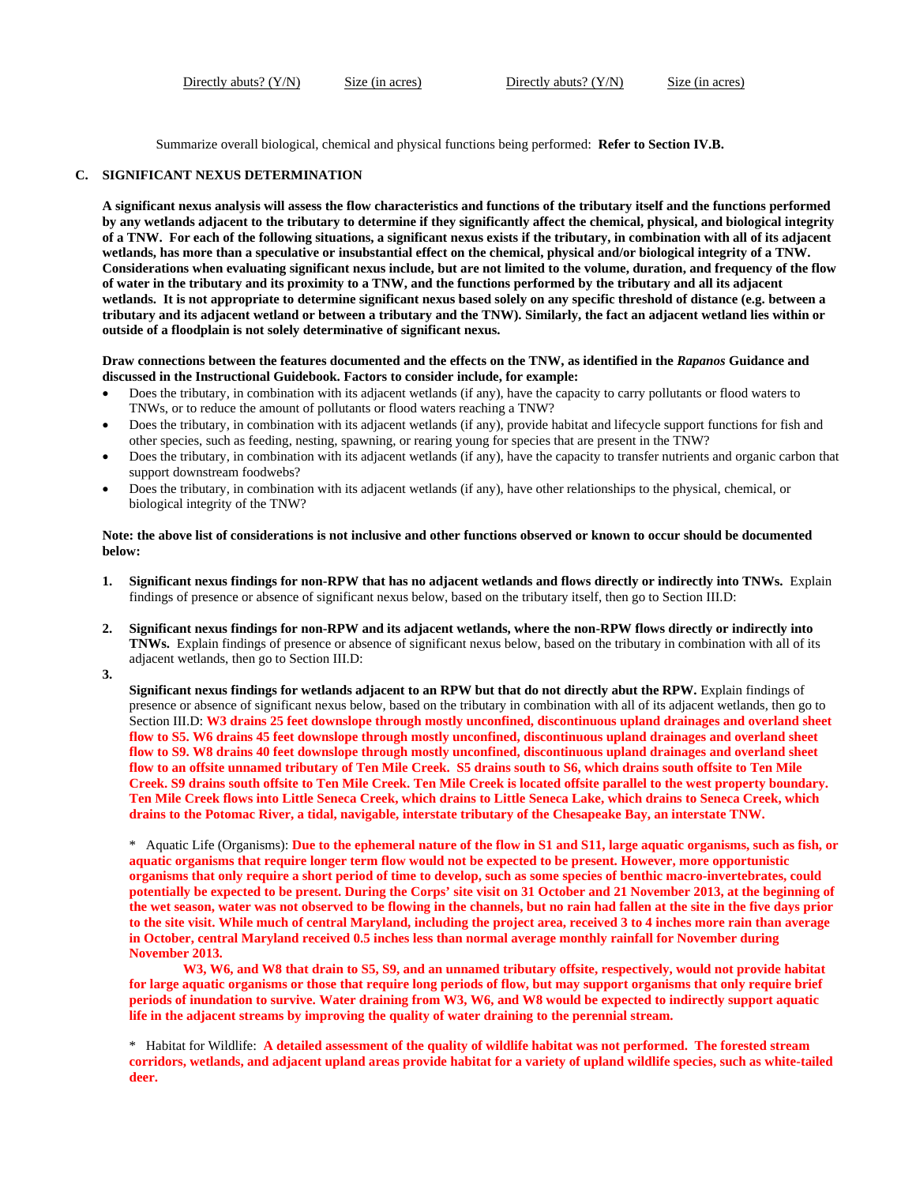| Directly abuts? (Y/N) | Size (in acres) | Directly abuts? (Y/N) | Size (in acres) |
|---|---|---|---|

Summarize overall biological, chemical and physical functions being performed: **Refer to Section IV.B.**

## C. SIGNIFICANT NEXUS DETERMINATION

**A significant nexus analysis will assess the flow characteristics and functions of the tributary itself and the functions performed by any wetlands adjacent to the tributary to determine if they significantly affect the chemical, physical, and biological integrity of a TNW. For each of the following situations, a significant nexus exists if the tributary, in combination with all of its adjacent wetlands, has more than a speculative or insubstantial effect on the chemical, physical and/or biological integrity of a TNW. Considerations when evaluating significant nexus include, but are not limited to the volume, duration, and frequency of the flow of water in the tributary and its proximity to a TNW, and the functions performed by the tributary and all its adjacent wetlands. It is not appropriate to determine significant nexus based solely on any specific threshold of distance (e.g. between a tributary and its adjacent wetland or between a tributary and the TNW). Similarly, the fact an adjacent wetland lies within or outside of a floodplain is not solely determinative of significant nexus.**

**Draw connections between the features documented and the effects on the TNW, as identified in the *Rapanos* Guidance and discussed in the Instructional Guidebook. Factors to consider include, for example:**

- Does the tributary, in combination with its adjacent wetlands (if any), have the capacity to carry pollutants or flood waters to TNWs, or to reduce the amount of pollutants or flood waters reaching a TNW?
- Does the tributary, in combination with its adjacent wetlands (if any), provide habitat and lifecycle support functions for fish and other species, such as feeding, nesting, spawning, or rearing young for species that are present in the TNW?
- Does the tributary, in combination with its adjacent wetlands (if any), have the capacity to transfer nutrients and organic carbon that support downstream foodwebs?
- Does the tributary, in combination with its adjacent wetlands (if any), have other relationships to the physical, chemical, or biological integrity of the TNW?

**Note: the above list of considerations is not inclusive and other functions observed or known to occur should be documented below:**

1. **Significant nexus findings for non-RPW that has no adjacent wetlands and flows directly or indirectly into TNWs.** Explain findings of presence or absence of significant nexus below, based on the tributary itself, then go to Section III.D:

2. **Significant nexus findings for non-RPW and its adjacent wetlands, where the non-RPW flows directly or indirectly into TNWs.** Explain findings of presence or absence of significant nexus below, based on the tributary in combination with all of its adjacent wetlands, then go to Section III.D:

3. **Significant nexus findings for wetlands adjacent to an RPW but that do not directly abut the RPW.** Explain findings of presence or absence of significant nexus below, based on the tributary in combination with all of its adjacent wetlands, then go to Section III.D: **W3 drains 25 feet downslope through mostly unconfined, discontinuous upland drainages and overland sheet flow to S5. W6 drains 45 feet downslope through mostly unconfined, discontinuous upland drainages and overland sheet flow to S9. W8 drains 40 feet downslope through mostly unconfined, discontinuous upland drainages and overland sheet flow to an offsite unnamed tributary of Ten Mile Creek. S5 drains south to S6, which drains south offsite to Ten Mile Creek. S9 drains south offsite to Ten Mile Creek. Ten Mile Creek is located offsite parallel to the west property boundary. Ten Mile Creek flows into Little Seneca Creek, which drains to Little Seneca Lake, which drains to Seneca Creek, which drains to the Potomac River, a tidal, navigable, interstate tributary of the Chesapeake Bay, an interstate TNW.**

   \* Aquatic Life (Organisms): **Due to the ephemeral nature of the flow in S1 and S11, large aquatic organisms, such as fish, or aquatic organisms that require longer term flow would not be expected to be present. However, more opportunistic organisms that only require a short period of time to develop, such as some species of benthic macro-invertebrates, could potentially be expected to be present. During the Corps' site visit on 31 October and 21 November 2013, at the beginning of the wet season, water was not observed to be flowing in the channels, but no rain had fallen at the site in the five days prior to the site visit. While much of central Maryland, including the project area, received 3 to 4 inches more rain than average in October, central Maryland received 0.5 inches less than normal average monthly rainfall for November during November 2013.**

   **W3, W6, and W8 that drain to S5, S9, and an unnamed tributary offsite, respectively, would not provide habitat for large aquatic organisms or those that require long periods of flow, but may support organisms that only require brief periods of inundation to survive. Water draining from W3, W6, and W8 would be expected to indirectly support aquatic life in the adjacent streams by improving the quality of water draining to the perennial stream.**

   \* Habitat for Wildlife: **A detailed assessment of the quality of wildlife habitat was not performed. The forested stream corridors, wetlands, and adjacent upland areas provide habitat for a variety of upland wildlife species, such as white-tailed deer.**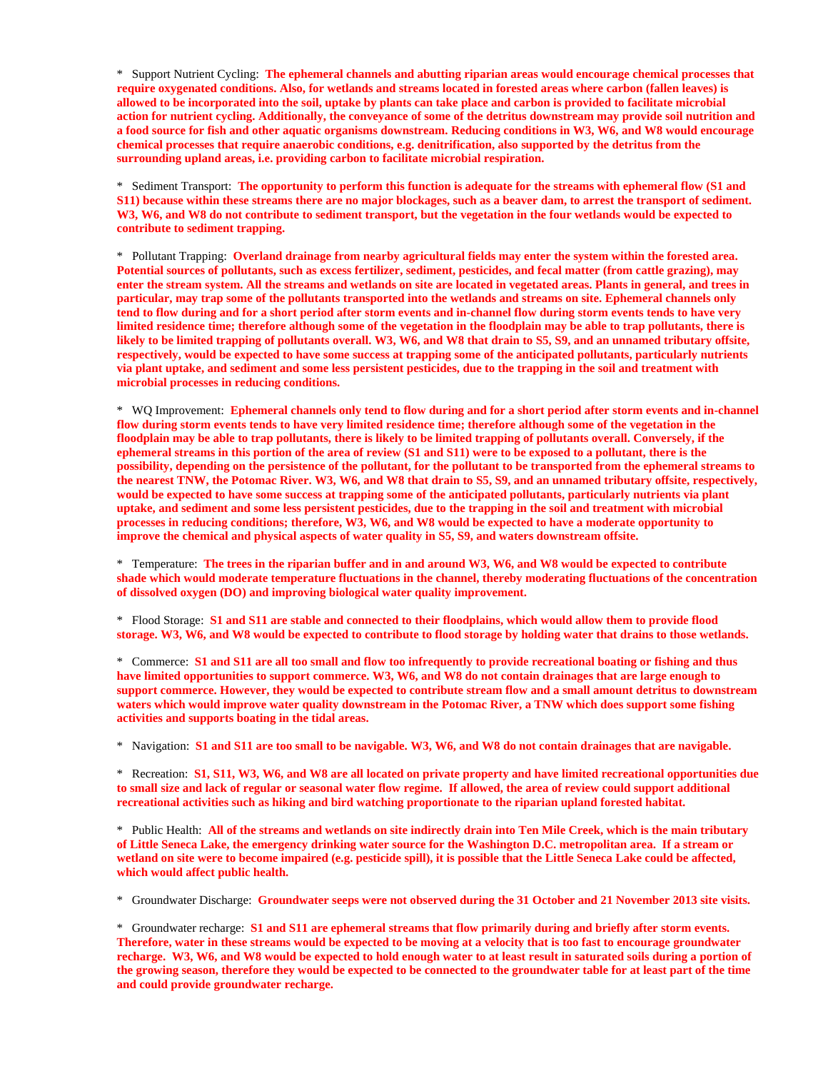* Support Nutrient Cycling: **The ephemeral channels and abutting riparian areas would encourage chemical processes that require oxygenated conditions. Also, for wetlands and streams located in forested areas where carbon (fallen leaves) is allowed to be incorporated into the soil, uptake by plants can take place and carbon is provided to facilitate microbial action for nutrient cycling. Additionally, the conveyance of some of the detritus downstream may provide soil nutrition and a food source for fish and other aquatic organisms downstream. Reducing conditions in W3, W6, and W8 would encourage chemical processes that require anaerobic conditions, e.g. denitrification, also supported by the detritus from the surrounding upland areas, i.e. providing carbon to facilitate microbial respiration.**

* Sediment Transport: **The opportunity to perform this function is adequate for the streams with ephemeral flow (S1 and S11) because within these streams there are no major blockages, such as a beaver dam, to arrest the transport of sediment. W3, W6, and W8 do not contribute to sediment transport, but the vegetation in the four wetlands would be expected to contribute to sediment trapping.**

* Pollutant Trapping: **Overland drainage from nearby agricultural fields may enter the system within the forested area. Potential sources of pollutants, such as excess fertilizer, sediment, pesticides, and fecal matter (from cattle grazing), may enter the stream system. All the streams and wetlands on site are located in vegetated areas. Plants in general, and trees in particular, may trap some of the pollutants transported into the wetlands and streams on site. Ephemeral channels only tend to flow during and for a short period after storm events and in-channel flow during storm events tends to have very limited residence time; therefore although some of the vegetation in the floodplain may be able to trap pollutants, there is likely to be limited trapping of pollutants overall. W3, W6, and W8 that drain to S5, S9, and an unnamed tributary offsite, respectively, would be expected to have some success at trapping some of the anticipated pollutants, particularly nutrients via plant uptake, and sediment and some less persistent pesticides, due to the trapping in the soil and treatment with microbial processes in reducing conditions.**

* WQ Improvement: **Ephemeral channels only tend to flow during and for a short period after storm events and in-channel flow during storm events tends to have very limited residence time; therefore although some of the vegetation in the floodplain may be able to trap pollutants, there is likely to be limited trapping of pollutants overall. Conversely, if the ephemeral streams in this portion of the area of review (S1 and S11) were to be exposed to a pollutant, there is the possibility, depending on the persistence of the pollutant, for the pollutant to be transported from the ephemeral streams to the nearest TNW, the Potomac River. W3, W6, and W8 that drain to S5, S9, and an unnamed tributary offsite, respectively, would be expected to have some success at trapping some of the anticipated pollutants, particularly nutrients via plant uptake, and sediment and some less persistent pesticides, due to the trapping in the soil and treatment with microbial processes in reducing conditions; therefore, W3, W6, and W8 would be expected to have a moderate opportunity to improve the chemical and physical aspects of water quality in S5, S9, and waters downstream offsite.**

* Temperature: **The trees in the riparian buffer and in and around W3, W6, and W8 would be expected to contribute shade which would moderate temperature fluctuations in the channel, thereby moderating fluctuations of the concentration of dissolved oxygen (DO) and improving biological water quality improvement.**

* Flood Storage: **S1 and S11 are stable and connected to their floodplains, which would allow them to provide flood storage. W3, W6, and W8 would be expected to contribute to flood storage by holding water that drains to those wetlands.**

* Commerce: **S1 and S11 are all too small and flow too infrequently to provide recreational boating or fishing and thus have limited opportunities to support commerce. W3, W6, and W8 do not contain drainages that are large enough to support commerce. However, they would be expected to contribute stream flow and a small amount detritus to downstream waters which would improve water quality downstream in the Potomac River, a TNW which does support some fishing activities and supports boating in the tidal areas.**

* Navigation: **S1 and S11 are too small to be navigable. W3, W6, and W8 do not contain drainages that are navigable.**

* Recreation: **S1, S11, W3, W6, and W8 are all located on private property and have limited recreational opportunities due to small size and lack of regular or seasonal water flow regime. If allowed, the area of review could support additional recreational activities such as hiking and bird watching proportionate to the riparian upland forested habitat.**

* Public Health: **All of the streams and wetlands on site indirectly drain into Ten Mile Creek, which is the main tributary of Little Seneca Lake, the emergency drinking water source for the Washington D.C. metropolitan area. If a stream or wetland on site were to become impaired (e.g. pesticide spill), it is possible that the Little Seneca Lake could be affected, which would affect public health.**

* Groundwater Discharge: **Groundwater seeps were not observed during the 31 October and 21 November 2013 site visits.**

* Groundwater recharge: **S1 and S11 are ephemeral streams that flow primarily during and briefly after storm events. Therefore, water in these streams would be expected to be moving at a velocity that is too fast to encourage groundwater recharge. W3, W6, and W8 would be expected to hold enough water to at least result in saturated soils during a portion of the growing season, therefore they would be expected to be connected to the groundwater table for at least part of the time and could provide groundwater recharge.**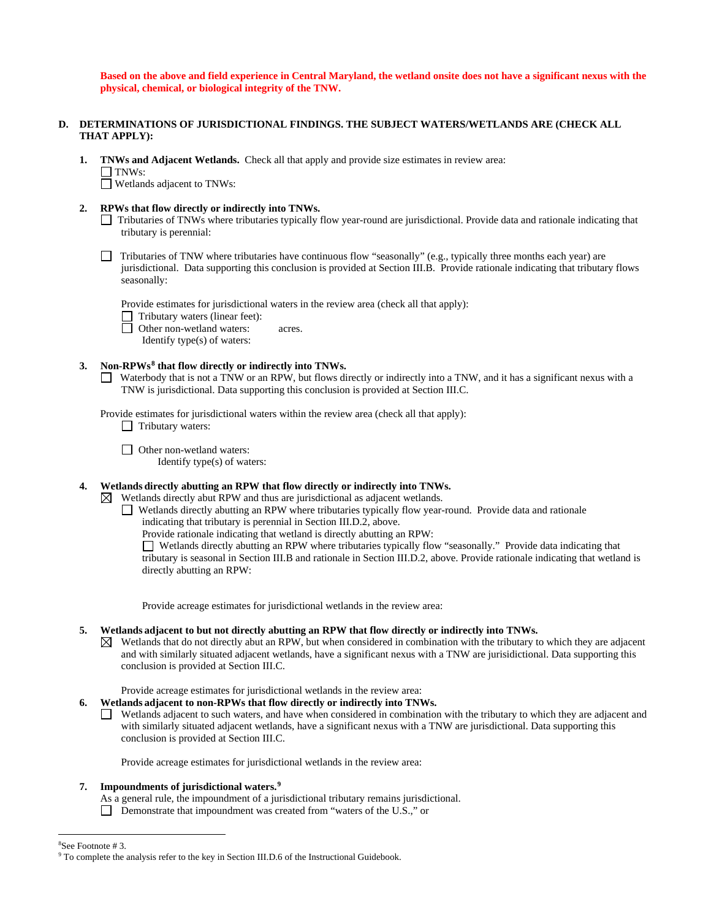**Based on the above and field experience in Central Maryland, the wetland onsite does not have a significant nexus with the physical, chemical, or biological integrity of the TNW.**

**D. DETERMINATIONS OF JURISDICTIONAL FINDINGS. THE SUBJECT WATERS/WETLANDS ARE (CHECK ALL THAT APPLY):**

**1. TNWs and Adjacent Wetlands.** Check all that apply and provide size estimates in review area:

☐ TNWs:

☐ Wetlands adjacent to TNWs:

**2. RPWs that flow directly or indirectly into TNWs.**

☐ Tributaries of TNWs where tributaries typically flow year-round are jurisdictional. Provide data and rationale indicating that tributary is perennial:

☐ Tributaries of TNW where tributaries have continuous flow "seasonally" (e.g., typically three months each year) are jurisdictional. Data supporting this conclusion is provided at Section III.B. Provide rationale indicating that tributary flows seasonally:

Provide estimates for jurisdictional waters in the review area (check all that apply):

☐ Tributary waters (linear feet):

☐ Other non-wetland waters: acres.

Identify type(s) of waters:

**3. Non-RPWs[8] that flow directly or indirectly into TNWs.**

☐ Waterbody that is not a TNW or an RPW, but flows directly or indirectly into a TNW, and it has a significant nexus with a TNW is jurisdictional. Data supporting this conclusion is provided at Section III.C.

Provide estimates for jurisdictional waters within the review area (check all that apply):

☐ Tributary waters:

☐ Other non-wetland waters:

Identify type(s) of waters:

**4. Wetlands directly abutting an RPW that flow directly or indirectly into TNWs.**

☒ Wetlands directly abut RPW and thus are jurisdictional as adjacent wetlands.

☐ Wetlands directly abutting an RPW where tributaries typically flow year-round. Provide data and rationale indicating that tributary is perennial in Section III.D.2, above.

Provide rationale indicating that wetland is directly abutting an RPW:

☐ Wetlands directly abutting an RPW where tributaries typically flow "seasonally." Provide data indicating that tributary is seasonal in Section III.B and rationale in Section III.D.2, above. Provide rationale indicating that wetland is directly abutting an RPW:

Provide acreage estimates for jurisdictional wetlands in the review area:

**5. Wetlands adjacent to but not directly abutting an RPW that flow directly or indirectly into TNWs.**

☒ Wetlands that do not directly abut an RPW, but when considered in combination with the tributary to which they are adjacent and with similarly situated adjacent wetlands, have a significant nexus with a TNW are jurisidictional. Data supporting this conclusion is provided at Section III.C.

Provide acreage estimates for jurisdictional wetlands in the review area:

**6. Wetlands adjacent to non-RPWs that flow directly or indirectly into TNWs.**

☐ Wetlands adjacent to such waters, and have when considered in combination with the tributary to which they are adjacent and with similarly situated adjacent wetlands, have a significant nexus with a TNW are jurisdictional. Data supporting this conclusion is provided at Section III.C.

Provide acreage estimates for jurisdictional wetlands in the review area:

**7. Impoundments of jurisdictional waters.[9]**

As a general rule, the impoundment of a jurisdictional tributary remains jurisdictional.

☐ Demonstrate that impoundment was created from "waters of the U.S.," or

---

[8] See Footnote # 3.

[9] To complete the analysis refer to the key in Section III.D.6 of the Instructional Guidebook.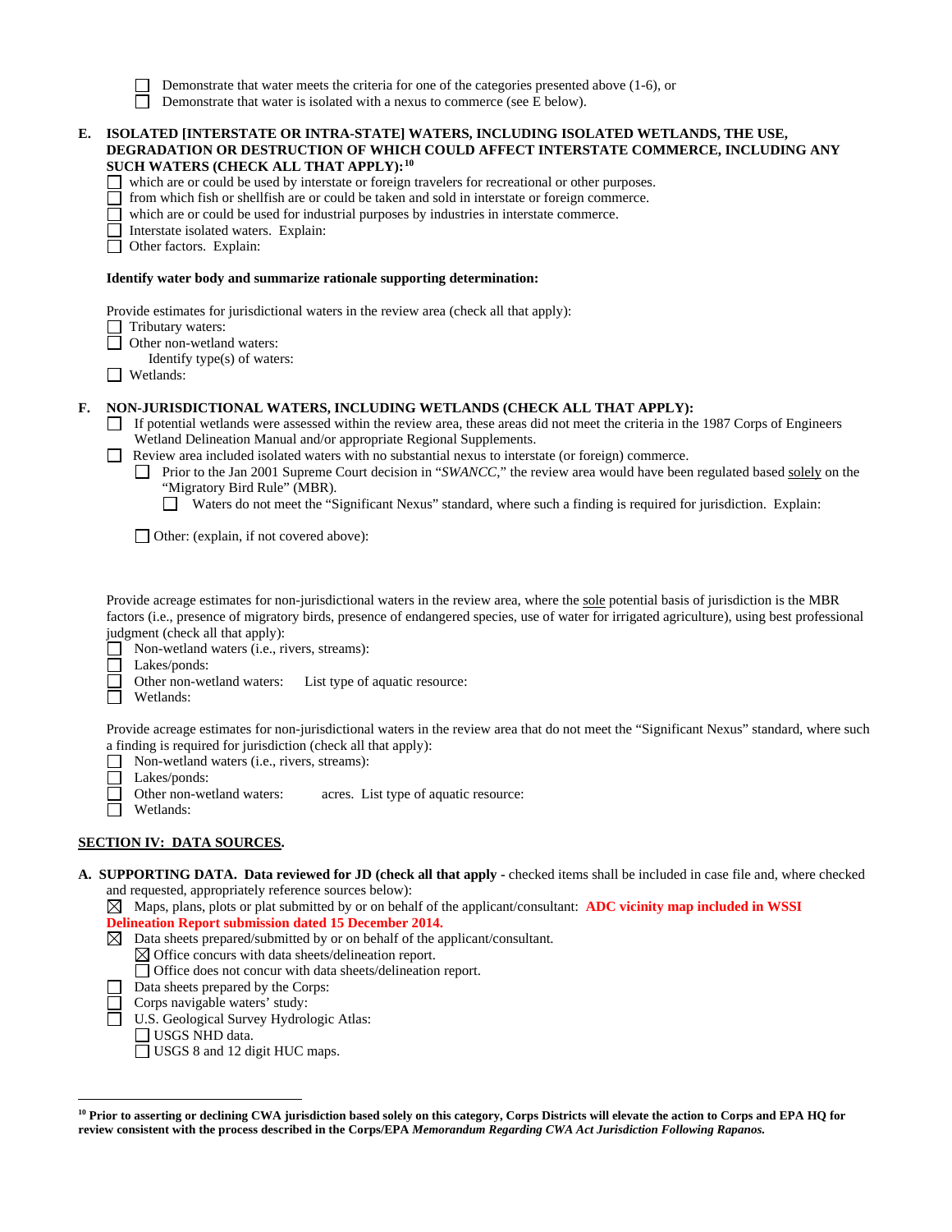- ☐ Demonstrate that water meets the criteria for one of the categories presented above (1-6), or
- ☐ Demonstrate that water is isolated with a nexus to commerce (see E below).

**E. ISOLATED [INTERSTATE OR INTRA-STATE] WATERS, INCLUDING ISOLATED WETLANDS, THE USE, DEGRADATION OR DESTRUCTION OF WHICH COULD AFFECT INTERSTATE COMMERCE, INCLUDING ANY SUCH WATERS (CHECK ALL THAT APPLY):[10]**

- ☐ which are or could be used by interstate or foreign travelers for recreational or other purposes.
- ☐ from which fish or shellfish are or could be taken and sold in interstate or foreign commerce.
- ☐ which are or could be used for industrial purposes by industries in interstate commerce.
- ☐ Interstate isolated waters. Explain:
- ☐ Other factors. Explain:

**Identify water body and summarize rationale supporting determination:**

Provide estimates for jurisdictional waters in the review area (check all that apply):

- ☐ Tributary waters:
- ☐ Other non-wetland waters:
  - Identify type(s) of waters:
- ☐ Wetlands:

**F. NON-JURISDICTIONAL WATERS, INCLUDING WETLANDS (CHECK ALL THAT APPLY):**

- ☐ If potential wetlands were assessed within the review area, these areas did not meet the criteria in the 1987 Corps of Engineers Wetland Delineation Manual and/or appropriate Regional Supplements.
- ☐ Review area included isolated waters with no substantial nexus to interstate (or foreign) commerce.
  - ☐ Prior to the Jan 2001 Supreme Court decision in "*SWANCC*," the review area would have been regulated based solely on the "Migratory Bird Rule" (MBR).
    - ☐ Waters do not meet the "Significant Nexus" standard, where such a finding is required for jurisdiction. Explain:
  - ☐ Other: (explain, if not covered above):

Provide acreage estimates for non-jurisdictional waters in the review area, where the sole potential basis of jurisdiction is the MBR factors (i.e., presence of migratory birds, presence of endangered species, use of water for irrigated agriculture), using best professional judgment (check all that apply):

- ☐ Non-wetland waters (i.e., rivers, streams):
- ☐ Lakes/ponds:
- ☐ Other non-wetland waters: List type of aquatic resource:
- ☐ Wetlands:

Provide acreage estimates for non-jurisdictional waters in the review area that do not meet the "Significant Nexus" standard, where such a finding is required for jurisdiction (check all that apply):

- ☐ Non-wetland waters (i.e., rivers, streams):
- ☐ Lakes/ponds:
- ☐ Other non-wetland waters: acres. List type of aquatic resource:
- ☐ Wetlands:

**SECTION IV: DATA SOURCES.**

**A. SUPPORTING DATA. Data reviewed for JD (check all that apply -** checked items shall be included in case file and, where checked and requested, appropriately reference sources below):

- ☒ Maps, plans, plots or plat submitted by or on behalf of the applicant/consultant: **ADC vicinity map included in WSSI Delineation Report submission dated 15 December 2014.**
- ☒ Data sheets prepared/submitted by or on behalf of the applicant/consultant.
  - ☒ Office concurs with data sheets/delineation report.
  - ☐ Office does not concur with data sheets/delineation report.
- ☐ Data sheets prepared by the Corps:
- ☐ Corps navigable waters' study:
- ☐ U.S. Geological Survey Hydrologic Atlas:
  - ☐ USGS NHD data.
  - ☐ USGS 8 and 12 digit HUC maps.

---

**[10] Prior to asserting or declining CWA jurisdiction based solely on this category, Corps Districts will elevate the action to Corps and EPA HQ for review consistent with the process described in the Corps/EPA *Memorandum Regarding CWA Act Jurisdiction Following Rapanos.***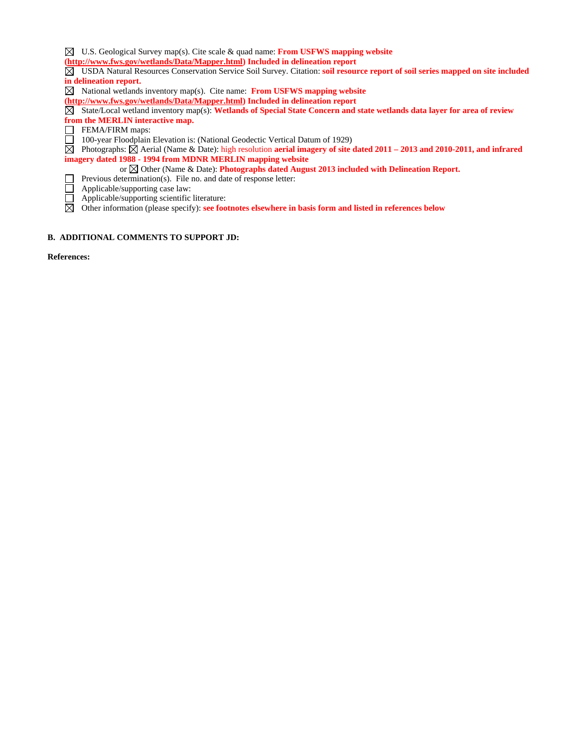☒ U.S. Geological Survey map(s). Cite scale & quad name: **From USFWS mapping website (http://www.fws.gov/wetlands/Data/Mapper.html) Included in delineation report**

☒ USDA Natural Resources Conservation Service Soil Survey. Citation: **soil resource report of soil series mapped on site included in delineation report.**

☒ National wetlands inventory map(s). Cite name: **From USFWS mapping website (http://www.fws.gov/wetlands/Data/Mapper.html) Included in delineation report**

☒ State/Local wetland inventory map(s): **Wetlands of Special State Concern and state wetlands data layer for area of review from the MERLIN interactive map.**

☐ FEMA/FIRM maps:

☐ 100-year Floodplain Elevation is: (National Geodectic Vertical Datum of 1929)

☒ Photographs: ☒ Aerial (Name & Date): high resolution **aerial imagery of site dated 2011 – 2013 and 2010-2011, and infrared imagery dated 1988 - 1994 from MDNR MERLIN mapping website**

or ☒ Other (Name & Date): **Photographs dated August 2013 included with Delineation Report.**

☐ Previous determination(s). File no. and date of response letter:

☐ Applicable/supporting case law:

☐ Applicable/supporting scientific literature:

☒ Other information (please specify): **see footnotes elsewhere in basis form and listed in references below**

**B. ADDITIONAL COMMENTS TO SUPPORT JD:**

**References:**